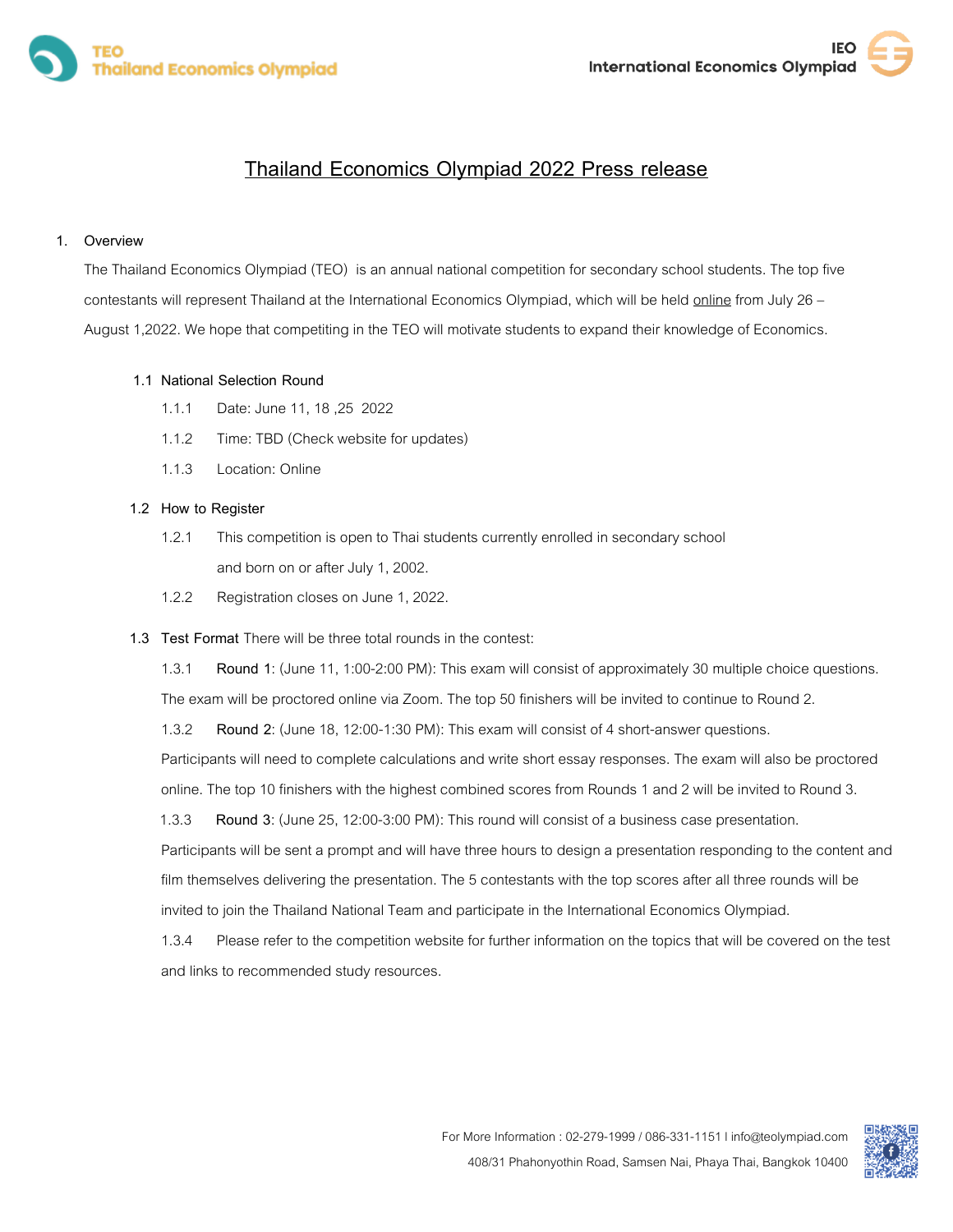TEO
Thailand Economics Olympiad

IEO
International Economics Olympiad

# Thailand Economics Olympiad 2022 Press release

1. Overview

The Thailand Economics Olympiad (TEO) is an annual national competition for secondary school students. The top five contestants will represent Thailand at the International Economics Olympiad, which will be held online from July 26 – August 1,2022. We hope that competiting in the TEO will motivate students to expand their knowledge of Economics.

1.1 National Selection Round

- 1.1.1 Date: June 11, 18 ,25 2022
- 1.1.2 Time: TBD (Check website for updates)
- 1.1.3 Location: Online

1.2 How to Register

- 1.2.1 This competition is open to Thai students currently enrolled in secondary school and born on or after July 1, 2002.
- 1.2.2 Registration closes on June 1, 2022.

1.3 Test Format There will be three total rounds in the contest:

1.3.1 Round 1: (June 11, 1:00-2:00 PM): This exam will consist of approximately 30 multiple choice questions. The exam will be proctored online via Zoom. The top 50 finishers will be invited to continue to Round 2.

1.3.2 Round 2: (June 18, 12:00-1:30 PM): This exam will consist of 4 short-answer questions. Participants will need to complete calculations and write short essay responses. The exam will also be proctored online. The top 10 finishers with the highest combined scores from Rounds 1 and 2 will be invited to Round 3.

1.3.3 Round 3: (June 25, 12:00-3:00 PM): This round will consist of a business case presentation. Participants will be sent a prompt and will have three hours to design a presentation responding to the content and film themselves delivering the presentation. The 5 contestants with the top scores after all three rounds will be invited to join the Thailand National Team and participate in the International Economics Olympiad.

1.3.4 Please refer to the competition website for further information on the topics that will be covered on the test and links to recommended study resources.

For More Information : 02-279-1999 / 086-331-1151 I info@teolympiad.com
408/31 Phahonyothin Road, Samsen Nai, Phaya Thai, Bangkok 10400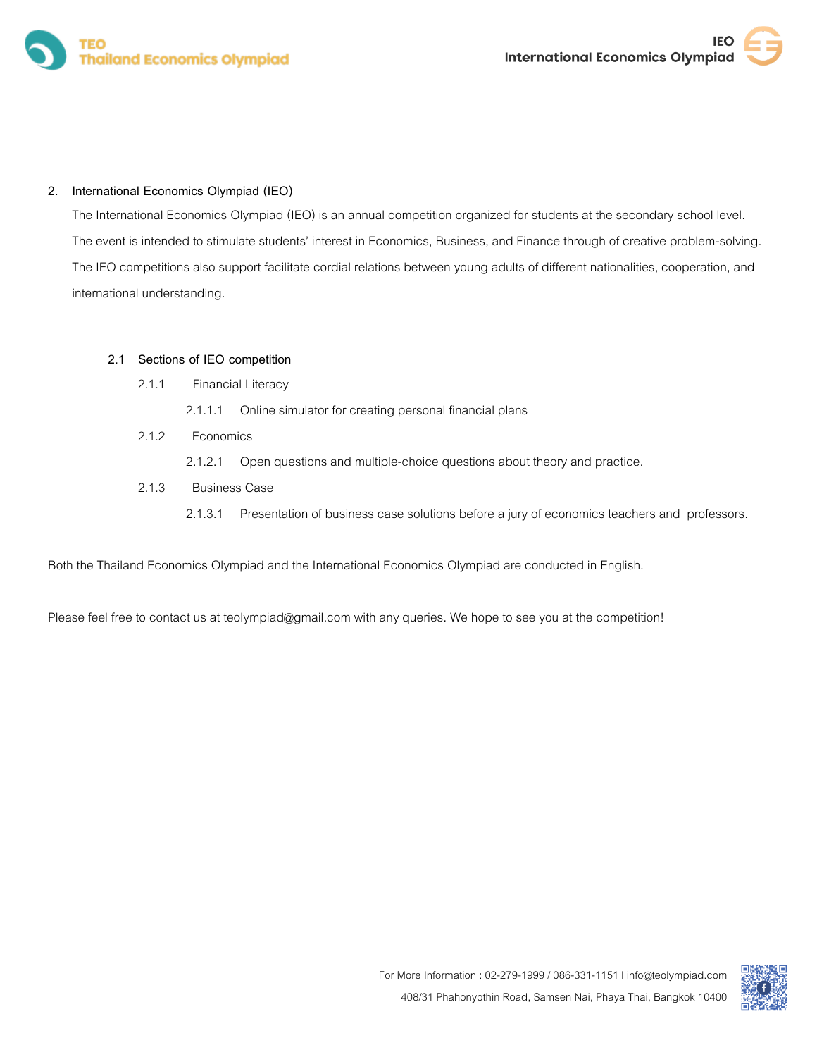## 2. International Economics Olympiad (IEO)

The International Economics Olympiad (IEO) is an annual competition organized for students at the secondary school level. The event is intended to stimulate students' interest in Economics, Business, and Finance through of creative problem-solving. The IEO competitions also support facilitate cordial relations between young adults of different nationalities, cooperation, and international understanding.

### 2.1 Sections of IEO competition

- 2.1.1 Financial Literacy
  - 2.1.1.1 Online simulator for creating personal financial plans
- 2.1.2 Economics
  - 2.1.2.1 Open questions and multiple-choice questions about theory and practice.
- 2.1.3 Business Case
  - 2.1.3.1 Presentation of business case solutions before a jury of economics teachers and professors.

Both the Thailand Economics Olympiad and the International Economics Olympiad are conducted in English.

Please feel free to contact us at teolympiad@gmail.com with any queries. We hope to see you at the competition!